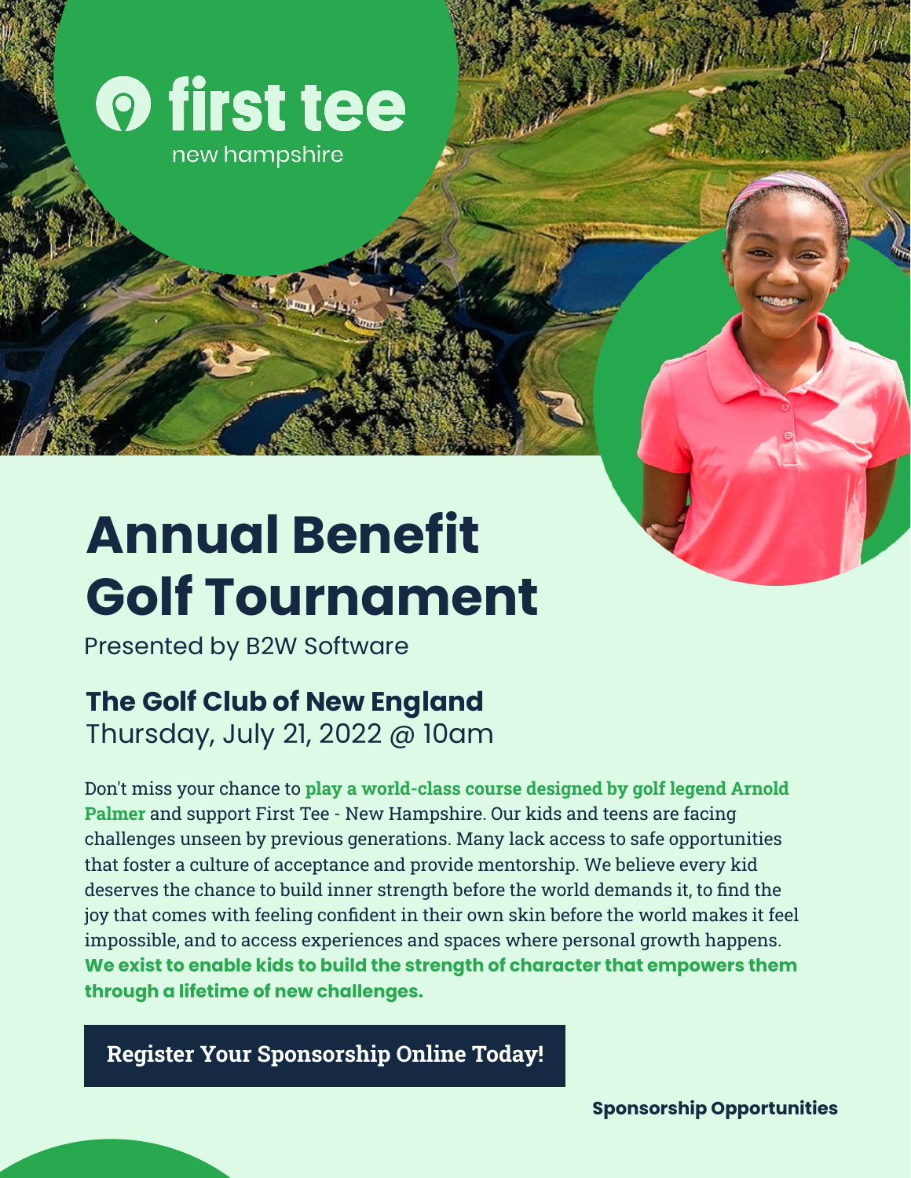first tee
new hampshire

# Annual Benefit Golf Tournament

Presented by B2W Software

### The Golf Club of New England

Thursday, July 21, 2022 @ 10am

Don't miss your chance to **play a world-class course designed by golf legend Arnold Palmer** and support First Tee - New Hampshire. Our kids and teens are facing challenges unseen by previous generations. Many lack access to safe opportunities that foster a culture of acceptance and provide mentorship. We believe every kid deserves the chance to build inner strength before the world demands it, to find the joy that comes with feeling confident in their own skin before the world makes it feel impossible, and to access experiences and spaces where personal growth happens. **We exist to enable kids to build the strength of character that empowers them through a lifetime of new challenges.**

**Register Your Sponsorship Online Today!**

**Sponsorship Opportunities**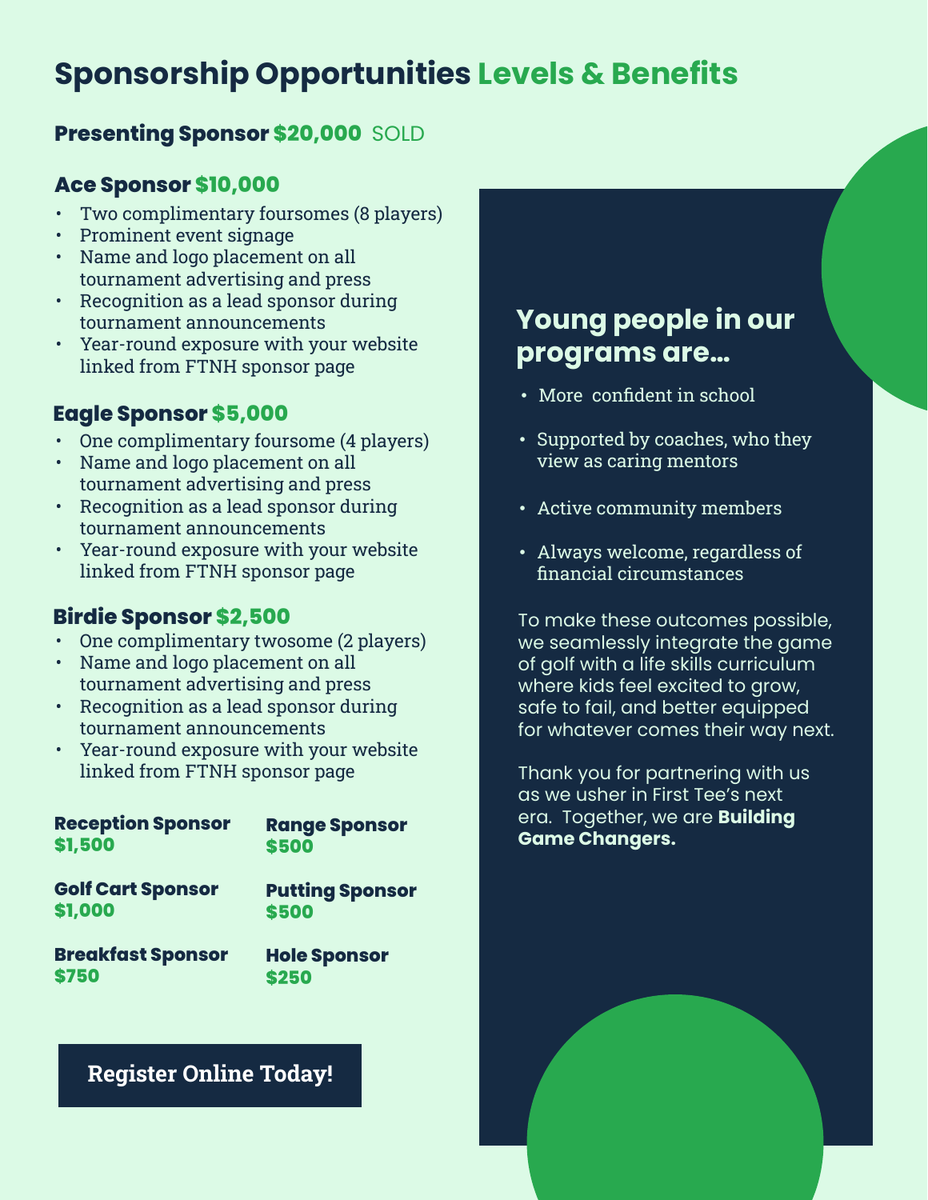# Sponsorship Opportunities Levels & Benefits

### Presenting Sponsor $20,000 SOLD

### Ace Sponsor $10,000

- Two complimentary foursomes (8 players)
- Prominent event signage
- Name and logo placement on all tournament advertising and press
- Recognition as a lead sponsor during tournament announcements
- Year-round exposure with your website linked from FTNH sponsor page

### Eagle Sponsor $5,000

- One complimentary foursome (4 players)
- Name and logo placement on all tournament advertising and press
- Recognition as a lead sponsor during tournament announcements
- Year-round exposure with your website linked from FTNH sponsor page

### Birdie Sponsor $2,500

- One complimentary twosome (2 players)
- Name and logo placement on all tournament advertising and press
- Recognition as a lead sponsor during tournament announcements
- Year-round exposure with your website linked from FTNH sponsor page

**Reception Sponsor**
**$1,500**

**Golf Cart Sponsor**
**$1,000**

**Breakfast Sponsor**
**$750**

**Range Sponsor**
**$500**

**Putting Sponsor**
**$500**

**Hole Sponsor**
**$250**

**Register Online Today!**

## Young people in our programs are...

- More confident in school
- Supported by coaches, who they view as caring mentors
- Active community members
- Always welcome, regardless of financial circumstances

To make these outcomes possible, we seamlessly integrate the game of golf with a life skills curriculum where kids feel excited to grow, safe to fail, and better equipped for whatever comes their way next.

Thank you for partnering with us as we usher in First Tee's next era. Together, we are **Building Game Changers.**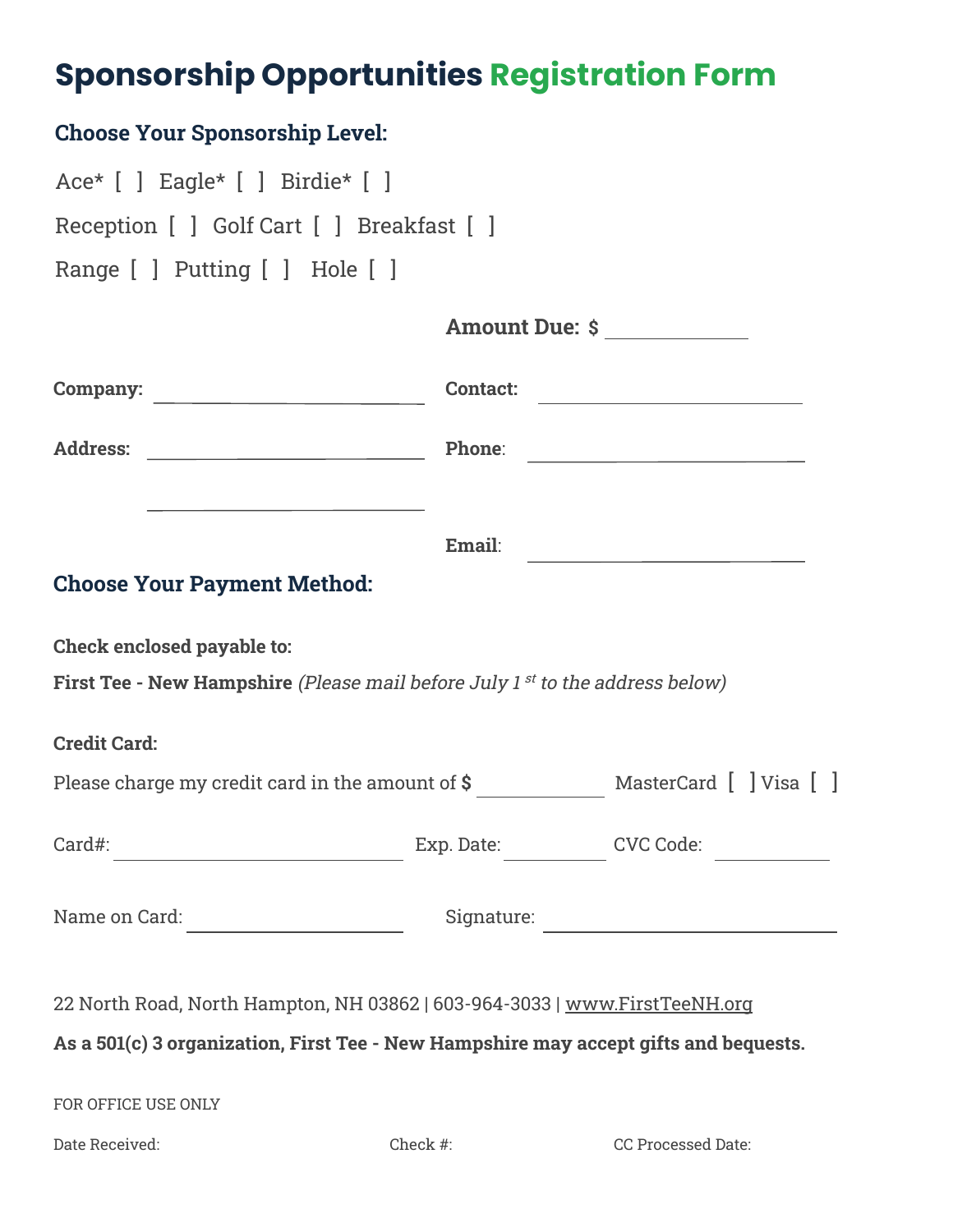# Sponsorship Opportunities Registration Form

### Choose Your Sponsorship Level:

Ace* [ ] Eagle* [ ] Birdie* [ ]

Reception [ ] Golf Cart [ ] Breakfast [ ]

Range [ ] Putting [ ] Hole [ ]

**Amount Due: $** ______________

**Company:** ______________________ **Contact:** ______________________

**Address:** ______________________ **Phone:** ______________________

______________________

**Email:** ______________________

### Choose Your Payment Method:

**Check enclosed payable to:**

**First Tee - New Hampshire** *(Please mail before July 1st to the address below)*

**Credit Card:**

Please charge my credit card in the amount of **$** __________ MasterCard [ ] Visa [ ]

Card#: ______________________ Exp. Date: __________ CVC Code: __________

Name on Card: ________________ Signature: ______________________

22 North Road, North Hampton, NH 03862 | 603-964-3033 | www.FirstTeeNH.org

**As a 501(c) 3 organization, First Tee - New Hampshire may accept gifts and bequests.**

FOR OFFICE USE ONLY

Date Received: Check #: CC Processed Date: